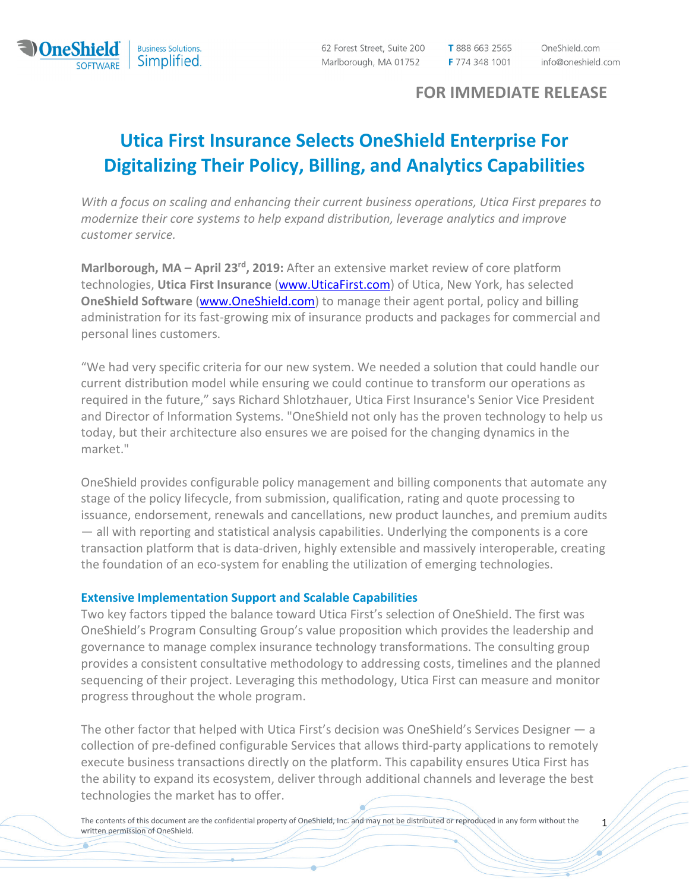**FOR IMMEDIATE RELEASE**

# Utica First Insurance Selects OneShield Enterprise For Digitalizing Their Policy, Billing, and Analytics Capabilities

*With a focus on scaling and enhancing their current business operations, Utica First prepares to modernize their core systems to help expand distribution, leverage analytics and improve customer service.*

**Marlborough, MA – April 23rd, 2019:** After an extensive market review of core platform technologies, **Utica First Insurance** (www.UticaFirst.com) of Utica, New York, has selected **OneShield Software** (www.OneShield.com) to manage their agent portal, policy and billing administration for its fast-growing mix of insurance products and packages for commercial and personal lines customers.

"We had very specific criteria for our new system. We needed a solution that could handle our current distribution model while ensuring we could continue to transform our operations as required in the future," says Richard Shlotzhauer, Utica First Insurance's Senior Vice President and Director of Information Systems. "OneShield not only has the proven technology to help us today, but their architecture also ensures we are poised for the changing dynamics in the market."

OneShield provides configurable policy management and billing components that automate any stage of the policy lifecycle, from submission, qualification, rating and quote processing to issuance, endorsement, renewals and cancellations, new product launches, and premium audits — all with reporting and statistical analysis capabilities. Underlying the components is a core transaction platform that is data-driven, highly extensible and massively interoperable, creating the foundation of an eco-system for enabling the utilization of emerging technologies.

### Extensive Implementation Support and Scalable Capabilities

Two key factors tipped the balance toward Utica First's selection of OneShield. The first was OneShield's Program Consulting Group's value proposition which provides the leadership and governance to manage complex insurance technology transformations. The consulting group provides a consistent consultative methodology to addressing costs, timelines and the planned sequencing of their project. Leveraging this methodology, Utica First can measure and monitor progress throughout the whole program.

The other factor that helped with Utica First's decision was OneShield's Services Designer — a collection of pre-defined configurable Services that allows third-party applications to remotely execute business transactions directly on the platform. This capability ensures Utica First has the ability to expand its ecosystem, deliver through additional channels and leverage the best technologies the market has to offer.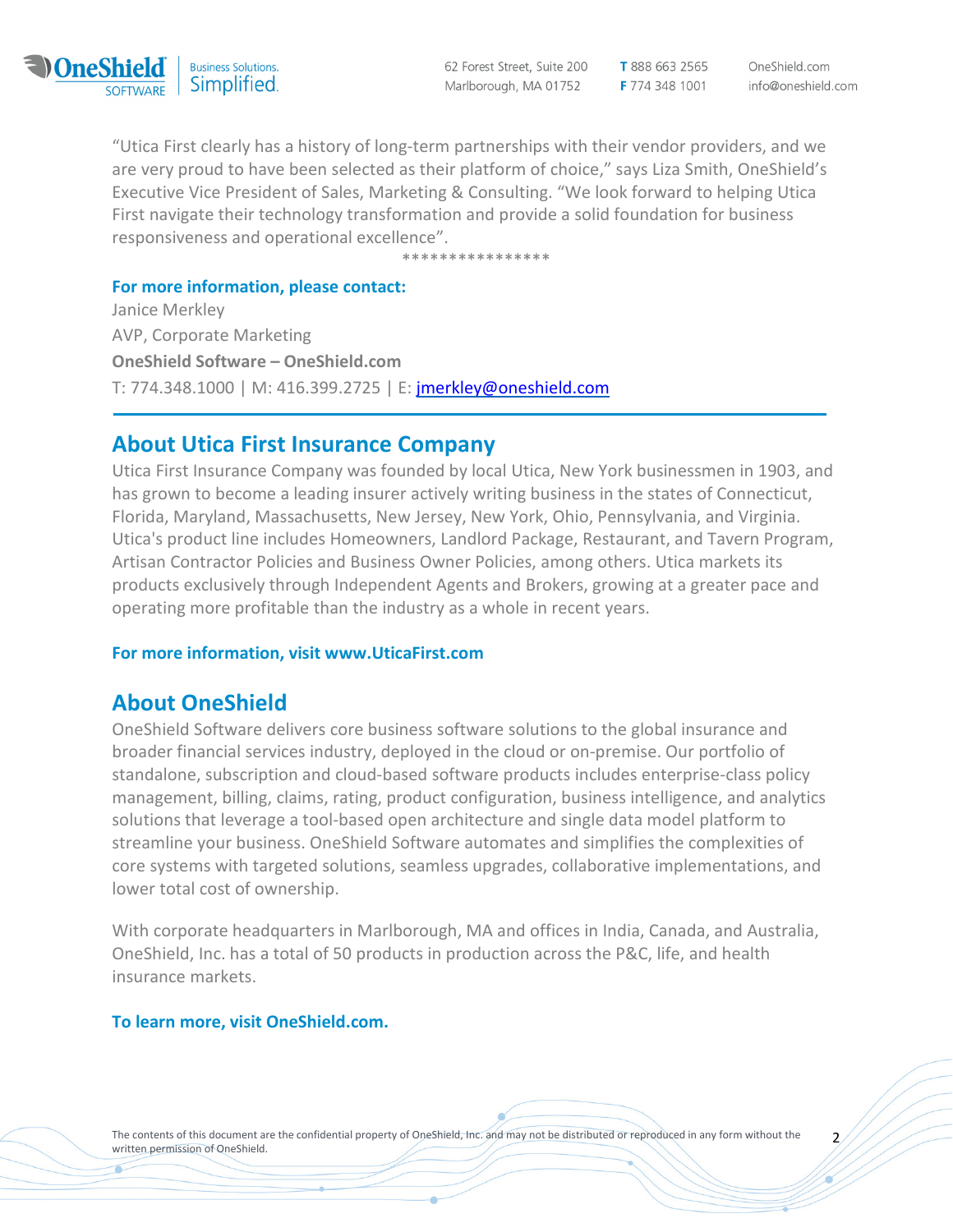"Utica First clearly has a history of long-term partnerships with their vendor providers, and we are very proud to have been selected as their platform of choice," says Liza Smith, OneShield's Executive Vice President of Sales, Marketing & Consulting. "We look forward to helping Utica First navigate their technology transformation and provide a solid foundation for business responsiveness and operational excellence".

****************

**For more information, please contact:**

Janice Merkley
AVP, Corporate Marketing
**OneShield Software – OneShield.com**
T: 774.348.1000 | M: 416.399.2725 | E: jmerkley@oneshield.com

---

## About Utica First Insurance Company

Utica First Insurance Company was founded by local Utica, New York businessmen in 1903, and has grown to become a leading insurer actively writing business in the states of Connecticut, Florida, Maryland, Massachusetts, New Jersey, New York, Ohio, Pennsylvania, and Virginia. Utica's product line includes Homeowners, Landlord Package, Restaurant, and Tavern Program, Artisan Contractor Policies and Business Owner Policies, among others. Utica markets its products exclusively through Independent Agents and Brokers, growing at a greater pace and operating more profitable than the industry as a whole in recent years.

**For more information, visit www.UticaFirst.com**

## About OneShield

OneShield Software delivers core business software solutions to the global insurance and broader financial services industry, deployed in the cloud or on-premise. Our portfolio of standalone, subscription and cloud-based software products includes enterprise-class policy management, billing, claims, rating, product configuration, business intelligence, and analytics solutions that leverage a tool-based open architecture and single data model platform to streamline your business. OneShield Software automates and simplifies the complexities of core systems with targeted solutions, seamless upgrades, collaborative implementations, and lower total cost of ownership.

With corporate headquarters in Marlborough, MA and offices in India, Canada, and Australia, OneShield, Inc. has a total of 50 products in production across the P&C, life, and health insurance markets.

**To learn more, visit OneShield.com.**